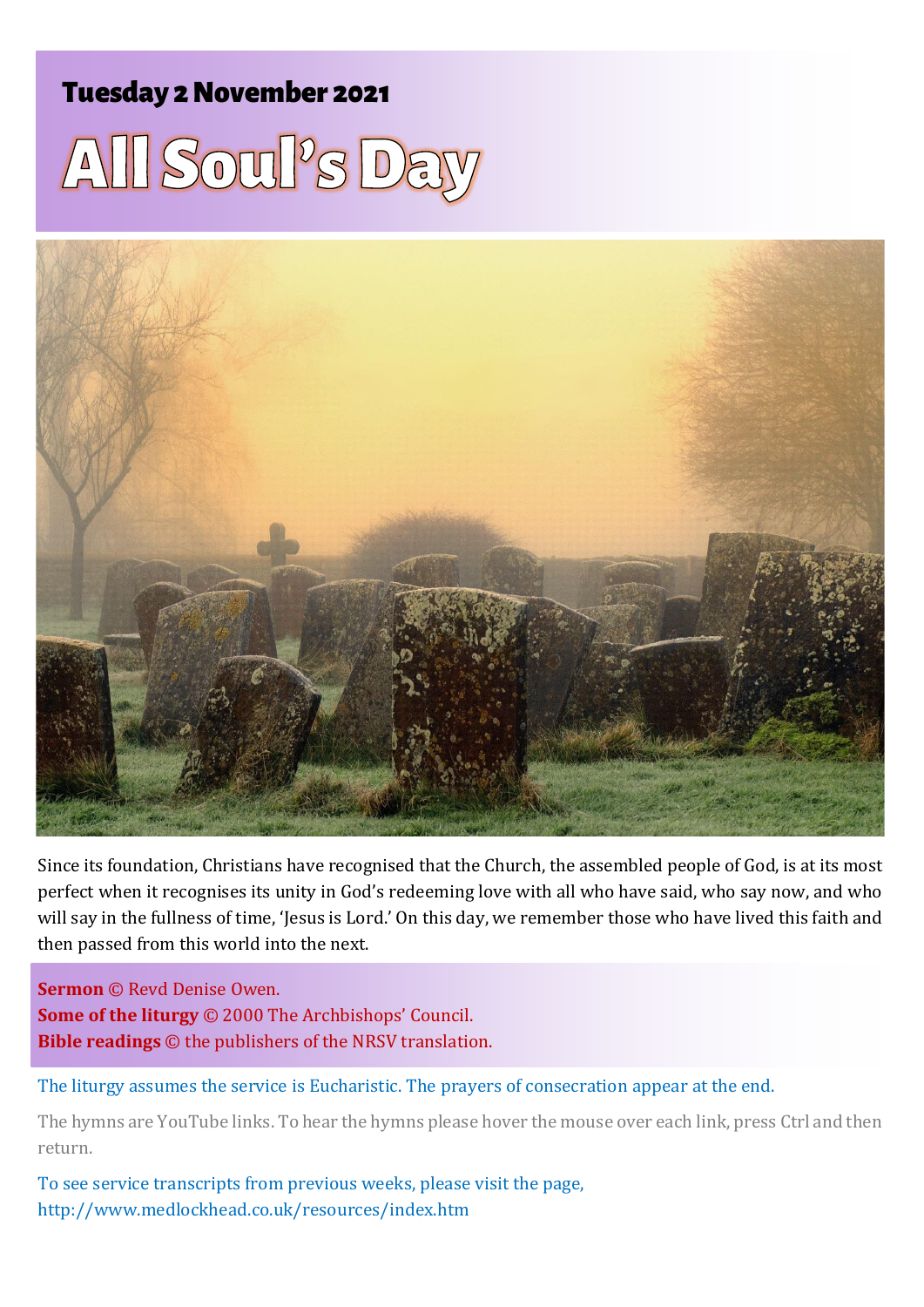## Tuesday 2 November 2021

# All Soul's Day

Since its foundation, Christians have recognised that the Church, the assembled people of God, is at its most perfect when it recognises its unity in God's redeeming love with all who have said, who say now, and who will say in the fullness of time, 'Jesus is Lord.' On this day, we remember those who have lived this faith and then passed from this world into the next.

**Sermon** © Revd Denise Owen.
**Some of the liturgy** © 2000 The Archbishops' Council.
**Bible readings** © the publishers of the NRSV translation.

The liturgy assumes the service is Eucharistic. The prayers of consecration appear at the end.

The hymns are YouTube links. To hear the hymns please hover the mouse over each link, press Ctrl and then return.

To see service transcripts from previous weeks, please visit the page, http://www.medlockhead.co.uk/resources/index.htm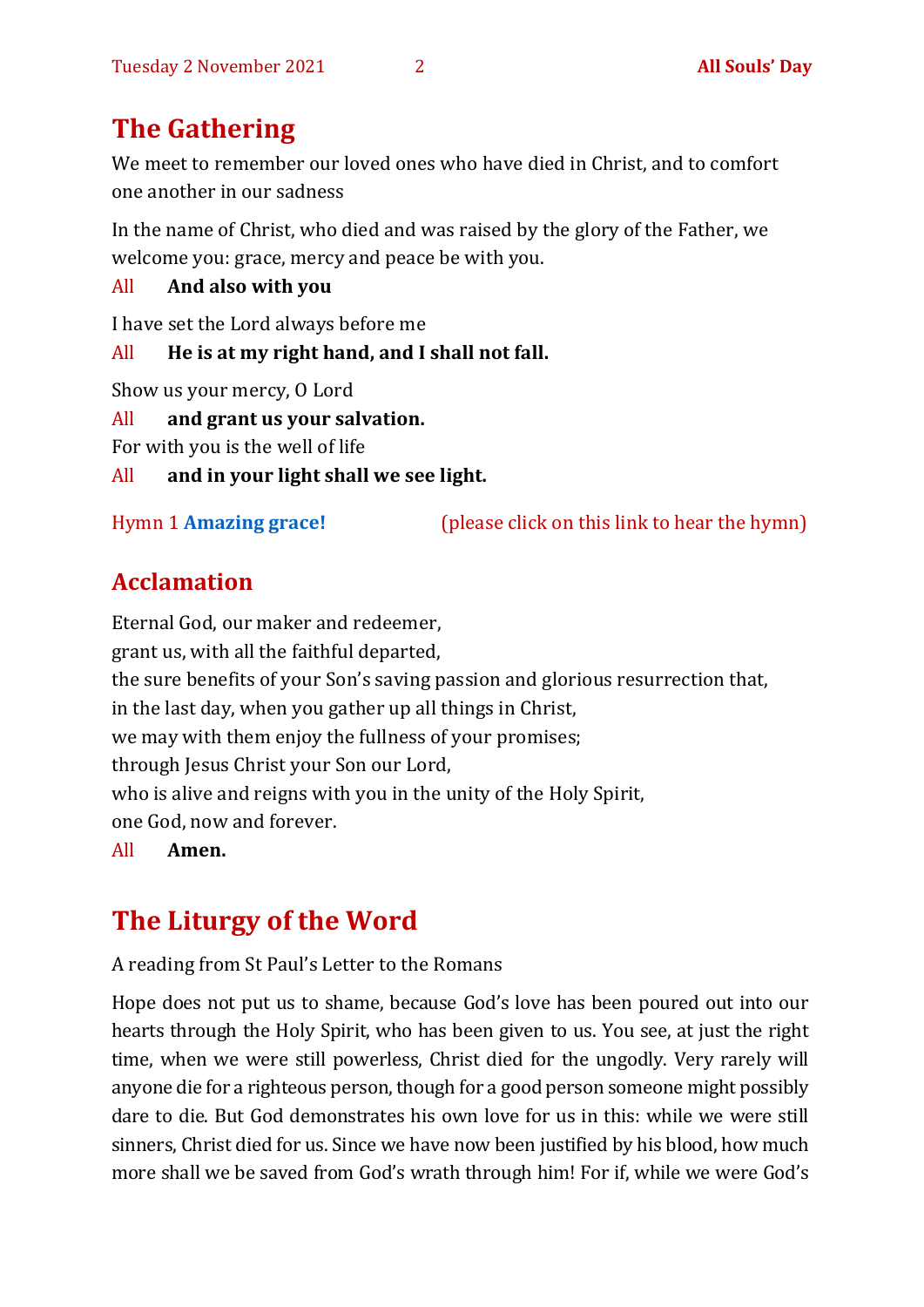## The Gathering

We meet to remember our loved ones who have died in Christ, and to comfort one another in our sadness

In the name of Christ, who died and was raised by the glory of the Father, we welcome you: grace, mercy and peace be with you.

All **And also with you**

I have set the Lord always before me

All **He is at my right hand, and I shall not fall.**

Show us your mercy, O Lord

All **and grant us your salvation.**

For with you is the well of life

All **and in your light shall we see light.**

Hymn 1 **Amazing grace!** (please click on this link to hear the hymn)

## Acclamation

Eternal God, our maker and redeemer,
grant us, with all the faithful departed,
the sure benefits of your Son's saving passion and glorious resurrection that,
in the last day, when you gather up all things in Christ,
we may with them enjoy the fullness of your promises;
through Jesus Christ your Son our Lord,
who is alive and reigns with you in the unity of the Holy Spirit,
one God, now and forever.

All **Amen.**

## The Liturgy of the Word

A reading from St Paul's Letter to the Romans

Hope does not put us to shame, because God's love has been poured out into our hearts through the Holy Spirit, who has been given to us. You see, at just the right time, when we were still powerless, Christ died for the ungodly. Very rarely will anyone die for a righteous person, though for a good person someone might possibly dare to die. But God demonstrates his own love for us in this: while we were still sinners, Christ died for us. Since we have now been justified by his blood, how much more shall we be saved from God's wrath through him! For if, while we were God's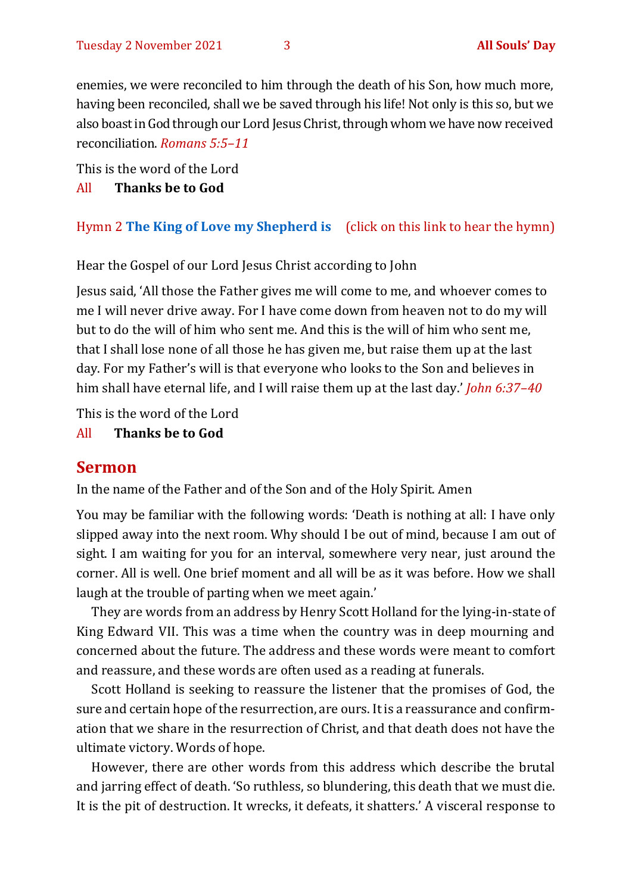enemies, we were reconciled to him through the death of his Son, how much more, having been reconciled, shall we be saved through his life! Not only is this so, but we also boast in God through our Lord Jesus Christ, through whom we have now received reconciliation. *Romans 5:5–11*

This is the word of the Lord

All **Thanks be to God**

Hymn 2 **The King of Love my Shepherd is** (click on this link to hear the hymn)

Hear the Gospel of our Lord Jesus Christ according to John

Jesus said, 'All those the Father gives me will come to me, and whoever comes to me I will never drive away. For I have come down from heaven not to do my will but to do the will of him who sent me. And this is the will of him who sent me, that I shall lose none of all those he has given me, but raise them up at the last day. For my Father's will is that everyone who looks to the Son and believes in him shall have eternal life, and I will raise them up at the last day.' *John 6:37–40*

This is the word of the Lord

All **Thanks be to God**

## Sermon

In the name of the Father and of the Son and of the Holy Spirit. Amen

You may be familiar with the following words: 'Death is nothing at all: I have only slipped away into the next room. Why should I be out of mind, because I am out of sight. I am waiting for you for an interval, somewhere very near, just around the corner. All is well. One brief moment and all will be as it was before. How we shall laugh at the trouble of parting when we meet again.'

They are words from an address by Henry Scott Holland for the lying-in-state of King Edward VII. This was a time when the country was in deep mourning and concerned about the future. The address and these words were meant to comfort and reassure, and these words are often used as a reading at funerals.

Scott Holland is seeking to reassure the listener that the promises of God, the sure and certain hope of the resurrection, are ours. It is a reassurance and confirmation that we share in the resurrection of Christ, and that death does not have the ultimate victory. Words of hope.

However, there are other words from this address which describe the brutal and jarring effect of death. 'So ruthless, so blundering, this death that we must die. It is the pit of destruction. It wrecks, it defeats, it shatters.' A visceral response to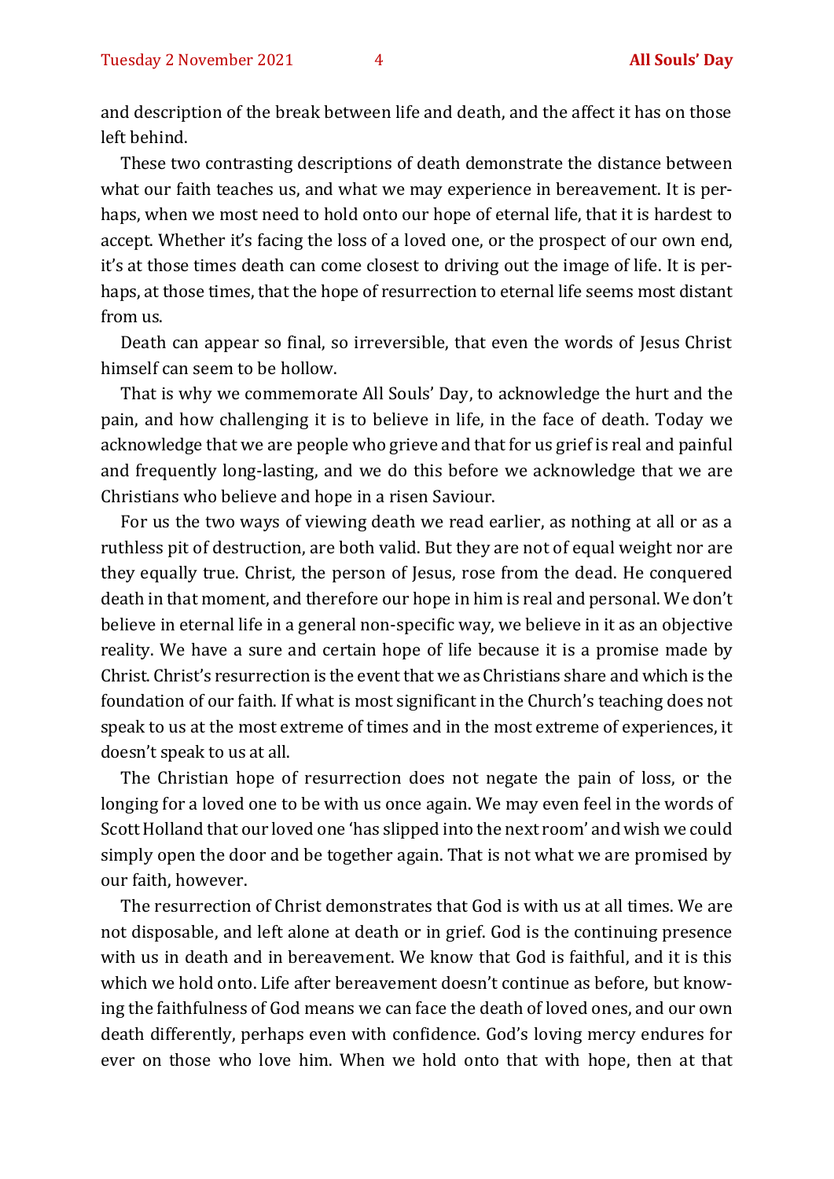and description of the break between life and death, and the affect it has on those left behind.

These two contrasting descriptions of death demonstrate the distance between what our faith teaches us, and what we may experience in bereavement. It is perhaps, when we most need to hold onto our hope of eternal life, that it is hardest to accept. Whether it's facing the loss of a loved one, or the prospect of our own end, it's at those times death can come closest to driving out the image of life. It is perhaps, at those times, that the hope of resurrection to eternal life seems most distant from us.

Death can appear so final, so irreversible, that even the words of Jesus Christ himself can seem to be hollow.

That is why we commemorate All Souls' Day, to acknowledge the hurt and the pain, and how challenging it is to believe in life, in the face of death. Today we acknowledge that we are people who grieve and that for us grief is real and painful and frequently long-lasting, and we do this before we acknowledge that we are Christians who believe and hope in a risen Saviour.

For us the two ways of viewing death we read earlier, as nothing at all or as a ruthless pit of destruction, are both valid. But they are not of equal weight nor are they equally true. Christ, the person of Jesus, rose from the dead. He conquered death in that moment, and therefore our hope in him is real and personal. We don't believe in eternal life in a general non-specific way, we believe in it as an objective reality. We have a sure and certain hope of life because it is a promise made by Christ. Christ's resurrection is the event that we as Christians share and which is the foundation of our faith. If what is most significant in the Church's teaching does not speak to us at the most extreme of times and in the most extreme of experiences, it doesn't speak to us at all.

The Christian hope of resurrection does not negate the pain of loss, or the longing for a loved one to be with us once again. We may even feel in the words of Scott Holland that our loved one 'has slipped into the next room' and wish we could simply open the door and be together again. That is not what we are promised by our faith, however.

The resurrection of Christ demonstrates that God is with us at all times. We are not disposable, and left alone at death or in grief. God is the continuing presence with us in death and in bereavement. We know that God is faithful, and it is this which we hold onto. Life after bereavement doesn't continue as before, but knowing the faithfulness of God means we can face the death of loved ones, and our own death differently, perhaps even with confidence. God's loving mercy endures for ever on those who love him. When we hold onto that with hope, then at that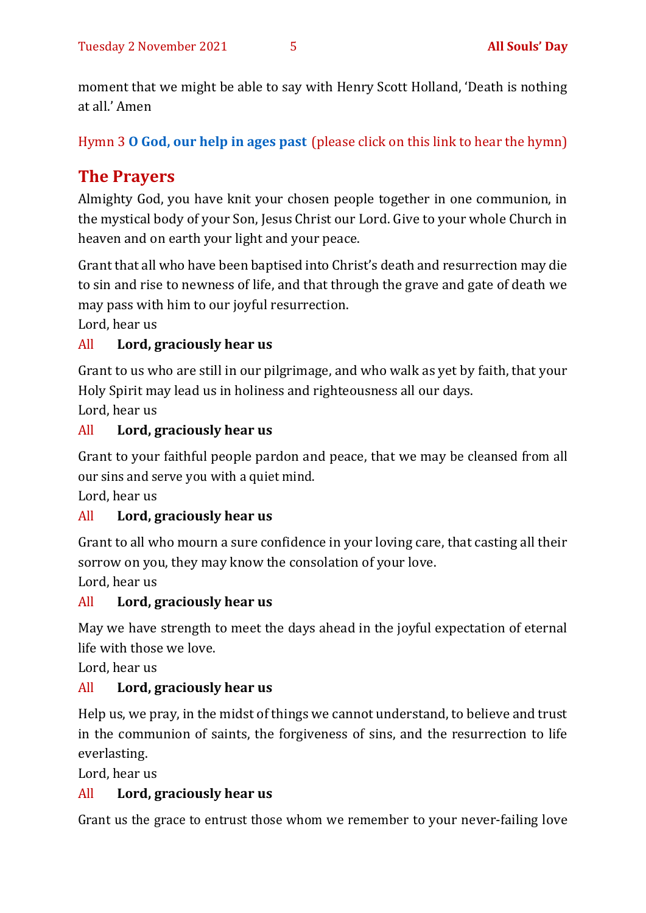moment that we might be able to say with Henry Scott Holland, 'Death is nothing at all.' Amen

Hymn 3 **O God, our help in ages past** (please click on this link to hear the hymn)

## The Prayers

Almighty God, you have knit your chosen people together in one communion, in the mystical body of your Son, Jesus Christ our Lord. Give to your whole Church in heaven and on earth your light and your peace.

Grant that all who have been baptised into Christ's death and resurrection may die to sin and rise to newness of life, and that through the grave and gate of death we may pass with him to our joyful resurrection.
Lord, hear us

All **Lord, graciously hear us**

Grant to us who are still in our pilgrimage, and who walk as yet by faith, that your Holy Spirit may lead us in holiness and righteousness all our days.
Lord, hear us

All **Lord, graciously hear us**

Grant to your faithful people pardon and peace, that we may be cleansed from all our sins and serve you with a quiet mind.
Lord, hear us

All **Lord, graciously hear us**

Grant to all who mourn a sure confidence in your loving care, that casting all their sorrow on you, they may know the consolation of your love.
Lord, hear us

All **Lord, graciously hear us**

May we have strength to meet the days ahead in the joyful expectation of eternal life with those we love.
Lord, hear us

All **Lord, graciously hear us**

Help us, we pray, in the midst of things we cannot understand, to believe and trust in the communion of saints, the forgiveness of sins, and the resurrection to life everlasting.
Lord, hear us

All **Lord, graciously hear us**

Grant us the grace to entrust those whom we remember to your never-failing love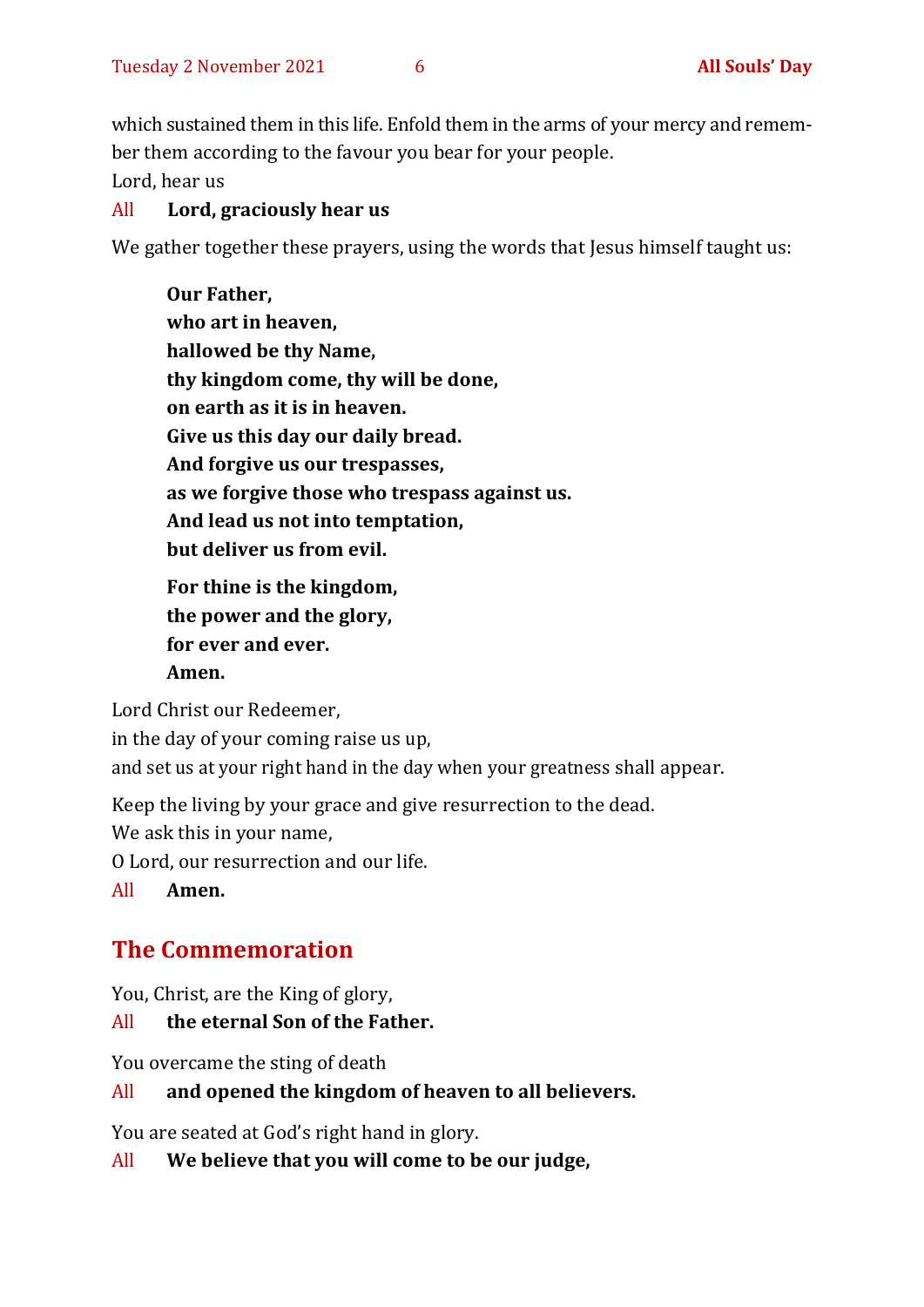which sustained them in this life. Enfold them in the arms of your mercy and remember them according to the favour you bear for your people.

Lord, hear us

All **Lord, graciously hear us**

We gather together these prayers, using the words that Jesus himself taught us:

**Our Father,**
**who art in heaven,**
**hallowed be thy Name,**
**thy kingdom come, thy will be done,**
**on earth as it is in heaven.**
**Give us this day our daily bread.**
**And forgive us our trespasses,**
**as we forgive those who trespass against us.**
**And lead us not into temptation,**
**but deliver us from evil.**

**For thine is the kingdom,**
**the power and the glory,**
**for ever and ever.**
**Amen.**

Lord Christ our Redeemer,
in the day of your coming raise us up,
and set us at your right hand in the day when your greatness shall appear.

Keep the living by your grace and give resurrection to the dead.
We ask this in your name,
O Lord, our resurrection and our life.

All **Amen.**

## The Commemoration

You, Christ, are the King of glory,

All **the eternal Son of the Father.**

You overcame the sting of death

All **and opened the kingdom of heaven to all believers.**

You are seated at God's right hand in glory.

All **We believe that you will come to be our judge,**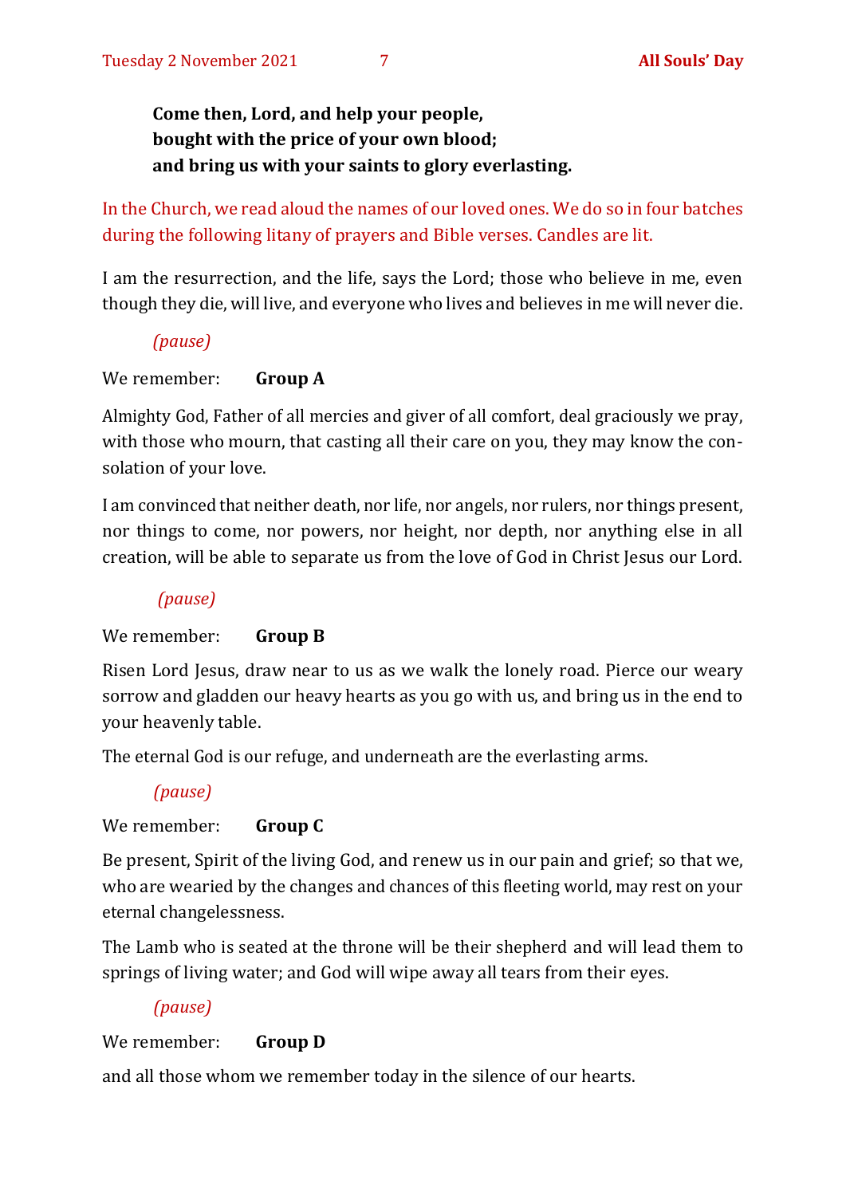**Come then, Lord, and help your people,**
**bought with the price of your own blood;**
**and bring us with your saints to glory everlasting.**

In the Church, we read aloud the names of our loved ones. We do so in four batches during the following litany of prayers and Bible verses. Candles are lit.

I am the resurrection, and the life, says the Lord; those who believe in me, even though they die, will live, and everyone who lives and believes in me will never die.

*(pause)*

We remember: **Group A**

Almighty God, Father of all mercies and giver of all comfort, deal graciously we pray, with those who mourn, that casting all their care on you, they may know the consolation of your love.

I am convinced that neither death, nor life, nor angels, nor rulers, nor things present, nor things to come, nor powers, nor height, nor depth, nor anything else in all creation, will be able to separate us from the love of God in Christ Jesus our Lord.

*(pause)*

We remember: **Group B**

Risen Lord Jesus, draw near to us as we walk the lonely road. Pierce our weary sorrow and gladden our heavy hearts as you go with us, and bring us in the end to your heavenly table.

The eternal God is our refuge, and underneath are the everlasting arms.

*(pause)*

We remember: **Group C**

Be present, Spirit of the living God, and renew us in our pain and grief; so that we, who are wearied by the changes and chances of this fleeting world, may rest on your eternal changelessness.

The Lamb who is seated at the throne will be their shepherd and will lead them to springs of living water; and God will wipe away all tears from their eyes.

*(pause)*

We remember: **Group D**

and all those whom we remember today in the silence of our hearts.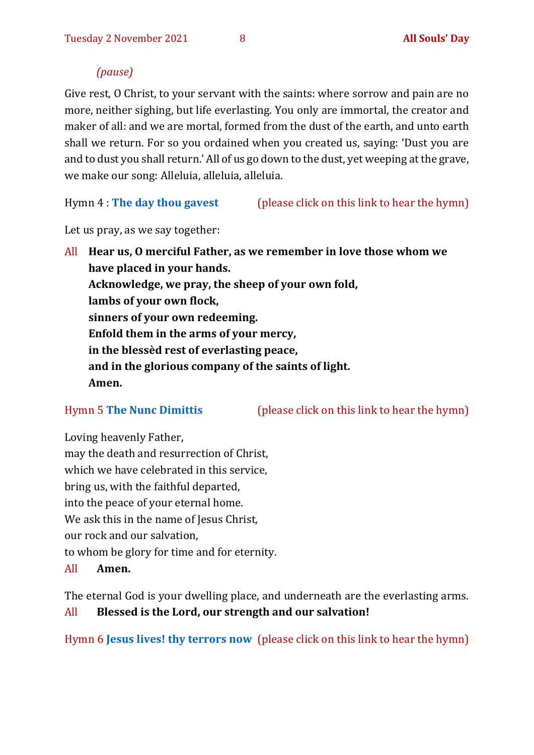*(pause)*

Give rest, O Christ, to your servant with the saints: where sorrow and pain are no more, neither sighing, but life everlasting. You only are immortal, the creator and maker of all: and we are mortal, formed from the dust of the earth, and unto earth shall we return. For so you ordained when you created us, saying: 'Dust you are and to dust you shall return.' All of us go down to the dust, yet weeping at the grave, we make our song: Alleluia, alleluia, alleluia.

Hymn 4 : **The day thou gavest** (please click on this link to hear the hymn)

Let us pray, as we say together:

All **Hear us, O merciful Father, as we remember in love those whom we have placed in your hands.**
**Acknowledge, we pray, the sheep of your own fold,**
**lambs of your own flock,**
**sinners of your own redeeming.**
**Enfold them in the arms of your mercy,**
**in the blessèd rest of everlasting peace,**
**and in the glorious company of the saints of light.**
**Amen.**

Hymn 5 **The Nunc Dimittis** (please click on this link to hear the hymn)

Loving heavenly Father,
may the death and resurrection of Christ,
which we have celebrated in this service,
bring us, with the faithful departed,
into the peace of your eternal home.
We ask this in the name of Jesus Christ,
our rock and our salvation,
to whom be glory for time and for eternity.

All **Amen.**

The eternal God is your dwelling place, and underneath are the everlasting arms.

All **Blessed is the Lord, our strength and our salvation!**

Hymn 6 **Jesus lives! thy terrors now** (please click on this link to hear the hymn)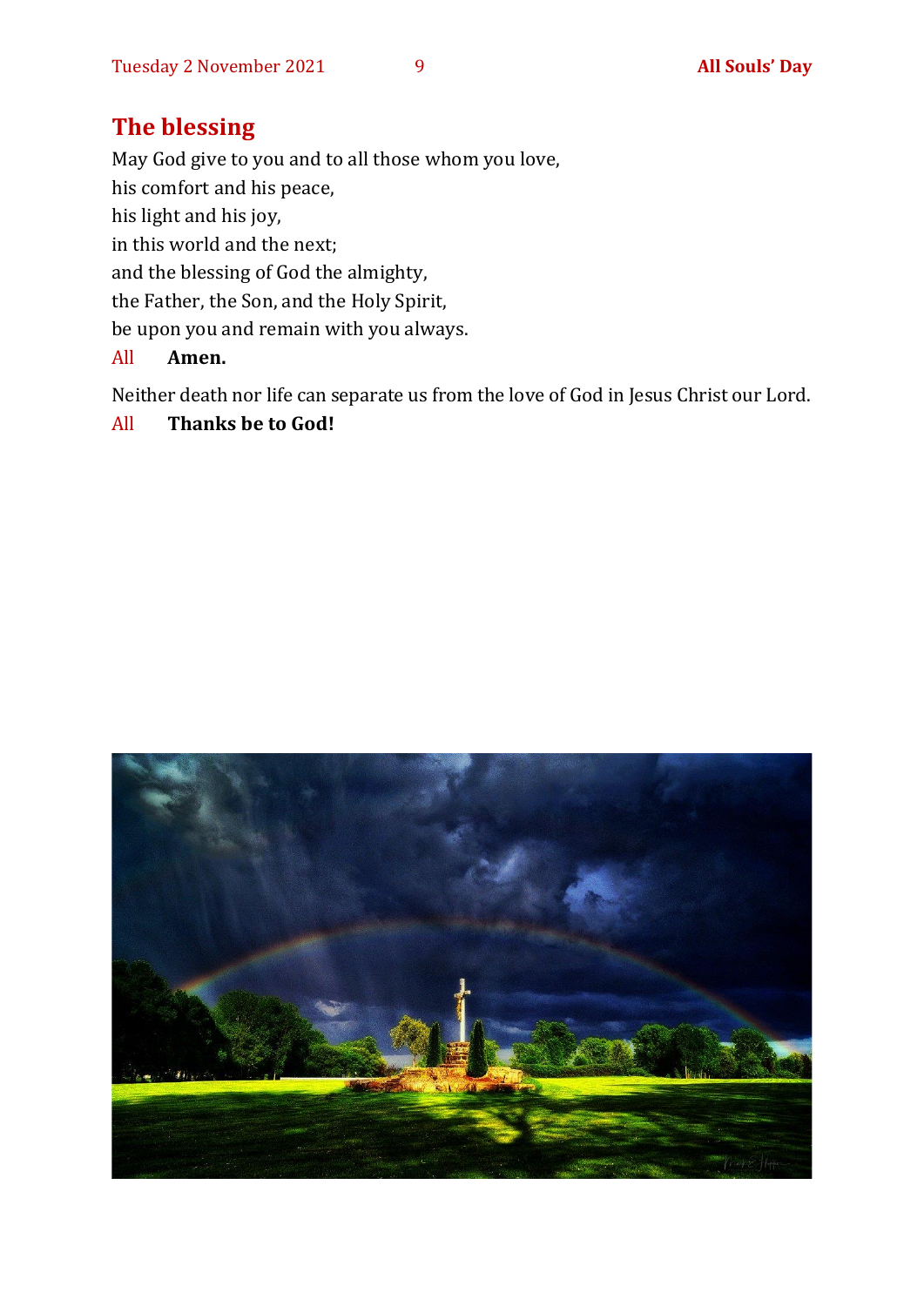## The blessing

May God give to you and to all those whom you love,
his comfort and his peace,
his light and his joy,
in this world and the next;
and the blessing of God the almighty,
the Father, the Son, and the Holy Spirit,
be upon you and remain with you always.

All **Amen.**

Neither death nor life can separate us from the love of God in Jesus Christ our Lord.

All **Thanks be to God!**